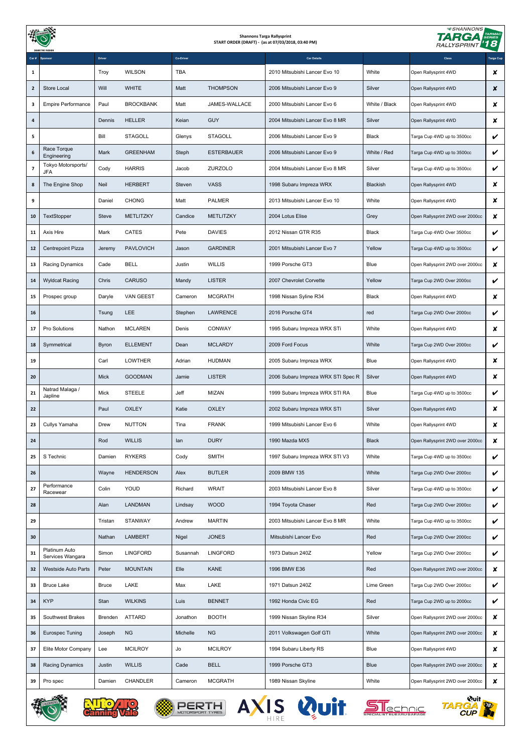**Shannons Targa Rallysprint**
**START ORDER (DRAFT) - (as at 07/03/2018, 03:40 PM)**

| Car # | Sponsor | Driver | | Co-Driver | | Car Details | | Class | Targa Cup |
|---|---|---|---|---|---|---|---|---|---|
| 1 | | Troy | WILSON | TBA | | 2010 Mitsubishi Lancer Evo 10 | White | Open Rallysprint 4WD | ✘ |
| 2 | Store Local | Will | WHITE | Matt | THOMPSON | 2006 Mitsubishi Lancer Evo 9 | Silver | Open Rallysprint 4WD | ✘ |
| 3 | Empire Performance | Paul | BROCKBANK | Matt | JAMES-WALLACE | 2000 Mitsubishi Lancer Evo 6 | White / Black | Open Rallysprint 4WD | ✘ |
| 4 | | Dennis | HELLER | Keian | GUY | 2004 Mitsubishi Lancer Evo 8 MR | Silver | Open Rallysprint 4WD | ✘ |
| 5 | | Bill | STAGOLL | Glenys | STAGOLL | 2006 Mitsubishi Lancer Evo 9 | Black | Targa Cup 4WD up to 3500cc | ✔ |
| 6 | Race Torque Engineering | Mark | GREENHAM | Steph | ESTERBAUER | 2006 Mitsubishi Lancer Evo 9 | White / Red | Targa Cup 4WD up to 3500cc | ✔ |
| 7 | Tokyo Motorsports/ JFA | Cody | HARRIS | Jacob | ZURZOLO | 2004 Mitsubishi Lancer Evo 8 MR | Silver | Targa Cup 4WD up to 3500cc | ✔ |
| 8 | The Engine Shop | Neil | HERBERT | Steven | VASS | 1998 Subaru Impreza WRX | Blackish | Open Rallysprint 4WD | ✘ |
| 9 | | Daniel | CHONG | Matt | PALMER | 2013 Mitsubishi Lancer Evo 10 | White | Open Rallysprint 4WD | ✘ |
| 10 | TextStopper | Steve | METLITZKY | Candice | METLITZKY | 2004 Lotus Elise | Grey | Open Rallysprint 2WD over 2000cc | ✘ |
| 11 | Axis Hire | Mark | CATES | Pete | DAVIES | 2012 Nissan GTR R35 | Black | Targa Cup 4WD Over 3500cc | ✔ |
| 12 | Centrepoint Pizza | Jeremy | PAVLOVICH | Jason | GARDINER | 2001 Mitsubishi Lancer Evo 7 | Yellow | Targa Cup 4WD up to 3500cc | ✔ |
| 13 | Racing Dynamics | Cade | BELL | Justin | WILLIS | 1999 Porsche GT3 | Blue | Open Rallysprint 2WD over 2000cc | ✘ |
| 14 | Wyldcat Racing | Chris | CARUSO | Mandy | LISTER | 2007 Chevrolet Corvette | Yellow | Targa Cup 2WD Over 2000cc | ✔ |
| 15 | Prospec group | Daryle | VAN GEEST | Cameron | MCGRATH | 1998 Nissan Syline R34 | Black | Open Rallysprint 4WD | ✘ |
| 16 | | Tsung | LEE | Stephen | LAWRENCE | 2016 Porsche GT4 | red | Targa Cup 2WD Over 2000cc | ✔ |
| 17 | Pro Solutions | Nathon | MCLAREN | Denis | CONWAY | 1995 Subaru Impreza WRX STi | White | Open Rallysprint 4WD | ✘ |
| 18 | Symmetrical | Byron | ELLEMENT | Dean | MCLARDY | 2009 Ford Focus | White | Targa Cup 2WD Over 2000cc | ✔ |
| 19 | | Carl | LOWTHER | Adrian | HUDMAN | 2005 Subaru Impreza WRX | Blue | Open Rallysprint 4WD | ✘ |
| 20 | | Mick | GOODMAN | Jamie | LISTER | 2006 Subaru Impreza WRX STI Spec R | Silver | Open Rallysprint 4WD | ✘ |
| 21 | Natrad Malaga / Japline | Mick | STEELE | Jeff | MIZAN | 1999 Subaru Impreza WRX STI RA | Blue | Targa Cup 4WD up to 3500cc | ✔ |
| 22 | | Paul | OXLEY | Katie | OXLEY | 2002 Subaru Impreza WRX STI | Silver | Open Rallysprint 4WD | ✘ |
| 23 | Cullys Yamaha | Drew | NUTTON | Tina | FRANK | 1999 Mitsubishi Lancer Evo 6 | White | Open Rallysprint 4WD | ✘ |
| 24 | | Rod | WILLIS | Ian | DURY | 1990 Mazda MX5 | Black | Open Rallysprint 2WD over 2000cc | ✘ |
| 25 | S Technic | Damien | RYKERS | Cody | SMITH | 1997 Subaru Impreza WRX STI V3 | White | Targa Cup 4WD up to 3500cc | ✔ |
| 26 | | Wayne | HENDERSON | Alex | BUTLER | 2009 BMW 135 | White | Targa Cup 2WD Over 2000cc | ✔ |
| 27 | Performance Racewear | Colin | YOUD | Richard | WRAIT | 2003 Mitsubishi Lancer Evo 8 | Silver | Targa Cup 4WD up to 3500cc | ✔ |
| 28 | | Alan | LANDMAN | Lindsay | WOOD | 1994 Toyota Chaser | Red | Targa Cup 2WD Over 2000cc | ✔ |
| 29 | | Tristan | STANWAY | Andrew | MARTIN | 2003 Mitsubishi Lancer Evo 8 MR | White | Targa Cup 4WD up to 3500cc | ✔ |
| 30 | | Nathan | LAMBERT | Nigel | JONES | Mitsubishi Lancer Evo | Red | Targa Cup 2WD Over 2000cc | ✔ |
| 31 | Platinum Auto Services Wangara | Simon | LINGFORD | Susannah | LINGFORD | 1973 Datsun 240Z | Yellow | Targa Cup 2WD Over 2000cc | ✔ |
| 32 | Westside Auto Parts | Peter | MOUNTAIN | Elle | KANE | 1996 BMW E36 | Red | Open Rallysprint 2WD over 2000cc | ✘ |
| 33 | Bruce Lake | Bruce | LAKE | Max | LAKE | 1971 Datsun 240Z | Lime Green | Targa Cup 2WD Over 2000cc | ✔ |
| 34 | KYP | Stan | WILKINS | Luis | BENNET | 1992 Honda Civic EG | Red | Targa Cup 2WD up to 2000cc | ✔ |
| 35 | Southwest Brakes | Brenden | ATTARD | Jonathon | BOOTH | 1999 Nissan Skyline R34 | Silver | Open Rallysprint 2WD over 2000cc | ✘ |
| 36 | Eurospec Tuning | Joseph | NG | Michelle | NG | 2011 Volkswagen Golf GTI | White | Open Rallysprint 2WD over 2000cc | ✘ |
| 37 | Elite Motor Company | Lee | MCILROY | Jo | MCILROY | 1994 Subaru Liberty RS | Blue | Open Rallysprint 4WD | ✘ |
| 38 | Racing Dynamics | Justin | WILLIS | Cade | BELL | 1999 Porsche GT3 | Blue | Open Rallysprint 2WD over 2000cc | ✘ |
| 39 | Pro spec | Damien | CHANDLER | Cameron | MCGRATH | 1989 Nissan Skyline | White | Open Rallysprint 2WD over 2000cc | ✘ |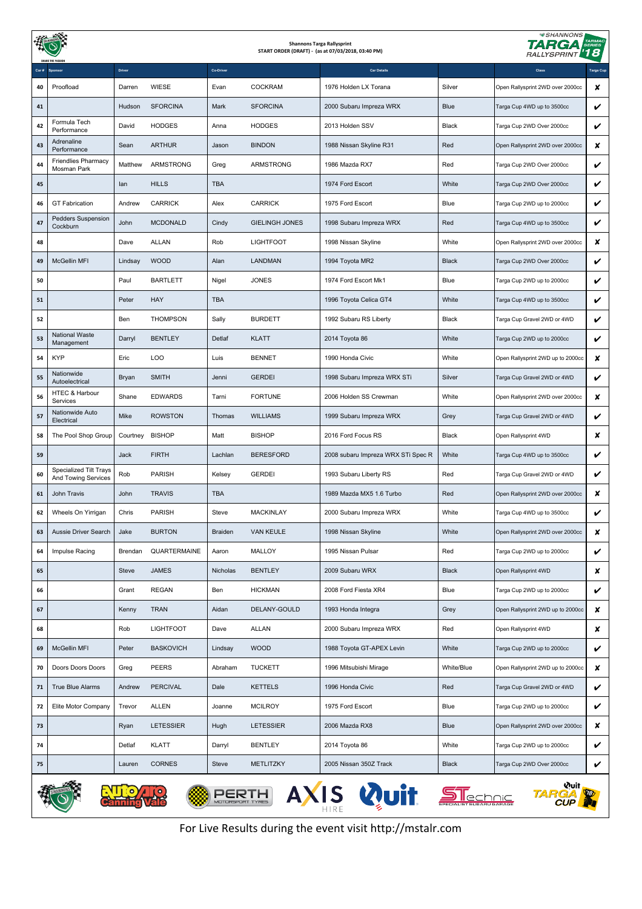**Shannons Targa Rallysprint**
**START ORDER (DRAFT) - (as at 07/03/2018, 03:40 PM)**

| Car # | Sponsor | Driver | | Co-Driver | | Car Details | | Class | Targa Cup |
|---|---|---|---|---|---|---|---|---|---|
| 40 | Proofload | Darren | WIESE | Evan | COCKRAM | 1976 Holden LX Torana | Silver | Open Rallysprint 2WD over 2000cc | ✘ |
| 41 | | Hudson | SFORCINA | Mark | SFORCINA | 2000 Subaru Impreza WRX | Blue | Targa Cup 4WD up to 3500cc | ✔ |
| 42 | Formula Tech Performance | David | HODGES | Anna | HODGES | 2013 Holden SSV | Black | Targa Cup 2WD Over 2000cc | ✔ |
| 43 | Adrenaline Performance | Sean | ARTHUR | Jason | BINDON | 1988 Nissan Skyline R31 | Red | Open Rallysprint 2WD over 2000cc | ✘ |
| 44 | Friendlies Pharmacy Mosman Park | Matthew | ARMSTRONG | Greg | ARMSTRONG | 1986 Mazda RX7 | Red | Targa Cup 2WD Over 2000cc | ✔ |
| 45 | | Ian | HILLS | TBA | | 1974 Ford Escort | White | Targa Cup 2WD Over 2000cc | ✔ |
| 46 | GT Fabrication | Andrew | CARRICK | Alex | CARRICK | 1975 Ford Escort | Blue | Targa Cup 2WD up to 2000cc | ✔ |
| 47 | Pedders Suspension Cockburn | John | MCDONALD | Cindy | GIELINGH JONES | 1998 Subaru Impreza WRX | Red | Targa Cup 4WD up to 3500cc | ✔ |
| 48 | | Dave | ALLAN | Rob | LIGHTFOOT | 1998 Nissan Skyline | White | Open Rallysprint 2WD over 2000cc | ✘ |
| 49 | McGellin MFI | Lindsay | WOOD | Alan | LANDMAN | 1994 Toyota MR2 | Black | Targa Cup 2WD Over 2000cc | ✔ |
| 50 | | Paul | BARTLETT | Nigel | JONES | 1974 Ford Escort Mk1 | Blue | Targa Cup 2WD up to 2000cc | ✔ |
| 51 | | Peter | HAY | TBA | | 1996 Toyota Celica GT4 | White | Targa Cup 4WD up to 3500cc | ✔ |
| 52 | | Ben | THOMPSON | Sally | BURDETT | 1992 Subaru RS Liberty | Black | Targa Cup Gravel 2WD or 4WD | ✔ |
| 53 | National Waste Management | Darryl | BENTLEY | Detlaf | KLATT | 2014 Toyota 86 | White | Targa Cup 2WD up to 2000cc | ✔ |
| 54 | KYP | Eric | LOO | Luis | BENNET | 1990 Honda Civic | White | Open Rallysprint 2WD up to 2000cc | ✘ |
| 55 | Nationwide Autoelectrical | Bryan | SMITH | Jenni | GERDEI | 1998 Subaru Impreza WRX STi | Silver | Targa Cup Gravel 2WD or 4WD | ✔ |
| 56 | HTEC & Harbour Services | Shane | EDWARDS | Tarni | FORTUNE | 2006 Holden SS Crewman | White | Open Rallysprint 2WD over 2000cc | ✘ |
| 57 | Nationwide Auto Electrical | Mike | ROWSTON | Thomas | WILLIAMS | 1999 Subaru Impreza WRX | Grey | Targa Cup Gravel 2WD or 4WD | ✔ |
| 58 | The Pool Shop Group | Courtney | BISHOP | Matt | BISHOP | 2016 Ford Focus RS | Black | Open Rallysprint 4WD | ✘ |
| 59 | | Jack | FIRTH | Lachlan | BERESFORD | 2008 subaru Impreza WRX STi Spec R | White | Targa Cup 4WD up to 3500cc | ✔ |
| 60 | Specialized Tilt Trays And Towing Services | Rob | PARISH | Kelsey | GERDEI | 1993 Subaru Liberty RS | Red | Targa Cup Gravel 2WD or 4WD | ✔ |
| 61 | John Travis | John | TRAVIS | TBA | | 1989 Mazda MX5 1.6 Turbo | Red | Open Rallysprint 2WD over 2000cc | ✘ |
| 62 | Wheels On Yirrigan | Chris | PARISH | Steve | MACKINLAY | 2000 Subaru Impreza WRX | White | Targa Cup 4WD up to 3500cc | ✔ |
| 63 | Aussie Driver Search | Jake | BURTON | Braiden | VAN KEULE | 1998 Nissan Skyline | White | Open Rallysprint 2WD over 2000cc | ✘ |
| 64 | Impulse Racing | Brendan | QUARTERMAINE | Aaron | MALLOY | 1995 Nissan Pulsar | Red | Targa Cup 2WD up to 2000cc | ✔ |
| 65 | | Steve | JAMES | Nicholas | BENTLEY | 2009 Subaru WRX | Black | Open Rallysprint 4WD | ✘ |
| 66 | | Grant | REGAN | Ben | HICKMAN | 2008 Ford Fiesta XR4 | Blue | Targa Cup 2WD up to 2000cc | ✔ |
| 67 | | Kenny | TRAN | Aidan | DELANY-GOULD | 1993 Honda Integra | Grey | Open Rallysprint 2WD up to 2000cc | ✘ |
| 68 | | Rob | LIGHTFOOT | Dave | ALLAN | 2000 Subaru Impreza WRX | Red | Open Rallysprint 4WD | ✘ |
| 69 | McGellin MFI | Peter | BASKOVICH | Lindsay | WOOD | 1988 Toyota GT-APEX Levin | White | Targa Cup 2WD up to 2000cc | ✔ |
| 70 | Doors Doors Doors | Greg | PEERS | Abraham | TUCKETT | 1996 Mitsubishi Mirage | White/Blue | Open Rallysprint 2WD up to 2000cc | ✘ |
| 71 | True Blue Alarms | Andrew | PERCIVAL | Dale | KETTELS | 1996 Honda Civic | Red | Targa Cup Gravel 2WD or 4WD | ✔ |
| 72 | Elite Motor Company | Trevor | ALLEN | Joanne | MCILROY | 1975 Ford Escort | Blue | Targa Cup 2WD up to 2000cc | ✔ |
| 73 | | Ryan | LETESSIER | Hugh | LETESSIER | 2006 Mazda RX8 | Blue | Open Rallysprint 2WD over 2000cc | ✘ |
| 74 | | Detlaf | KLATT | Darryl | BENTLEY | 2014 Toyota 86 | White | Targa Cup 2WD up to 2000cc | ✔ |
| 75 | | Lauren | CORNES | Steve | METLITZKY | 2005 Nissan 350Z Track | Black | Targa Cup 2WD Over 2000cc | ✔ |

For Live Results during the event visit http://mstalr.com